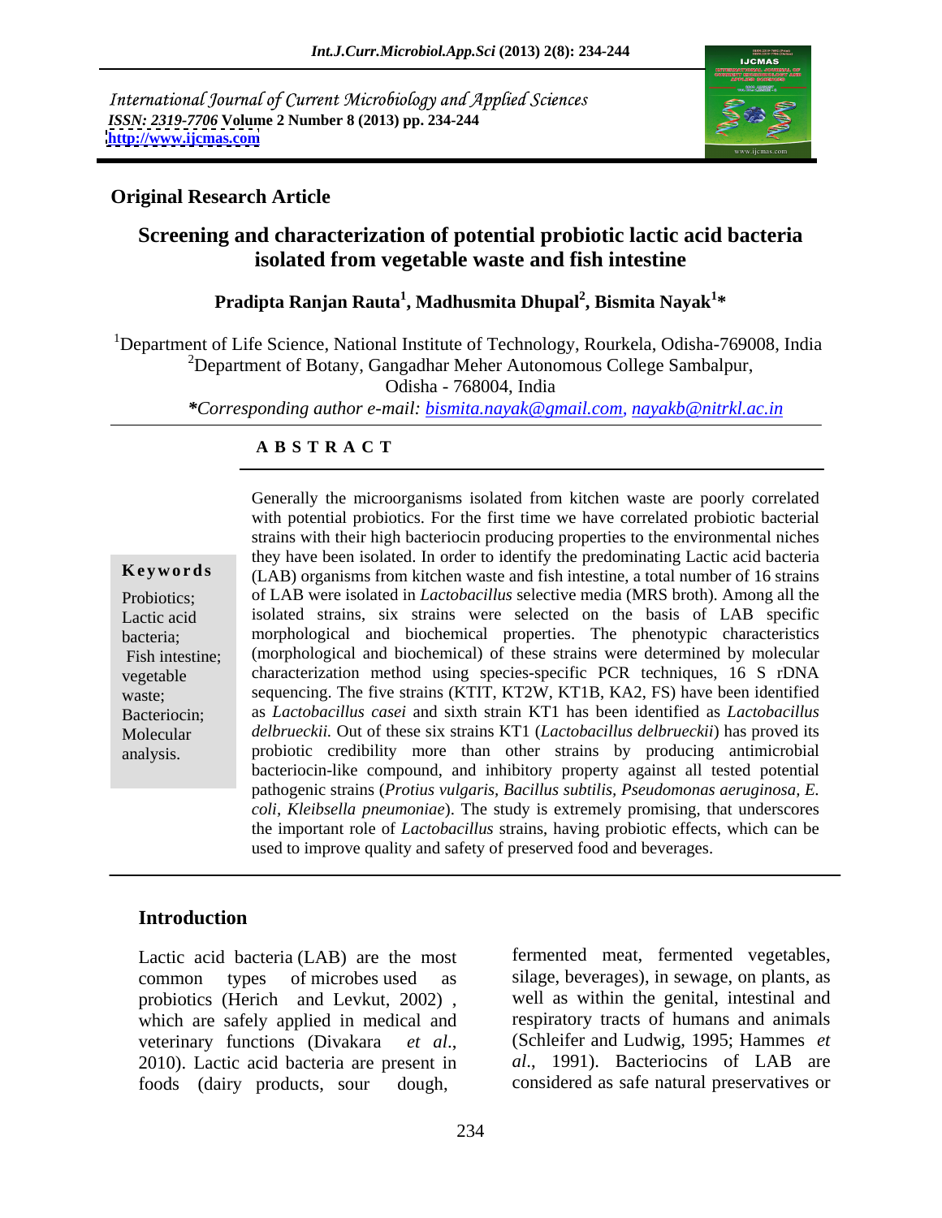International Journal of Current Microbiology and Applied Sciences
*ISSN: 2319-7706* **Volume 2 Number 8 (2013) pp. 234-244**
**http://www.ijcmas.com**

**Original Research Article**

# Screening and characterization of potential probiotic lactic acid bacteria isolated from vegetable waste and fish intestine

**Pradipta Ranjan Rauta[1], Madhusmita Dhupal[2], Bismita Nayak[1]\***

[1]Department of Life Science, National Institute of Technology, Rourkela, Odisha-769008, India
[2]Department of Botany, Gangadhar Meher Autonomous College Sambalpur, Odisha - 768004, India

*\*Corresponding author e-mail: bismita.nayak@gmail.com, nayakb@nitrkl.ac.in*

## ABSTRACT

**Keywords**

Probiotics; Lactic acid bacteria; Fish intestine; vegetable waste; Bacteriocin; Molecular analysis.

Generally the microorganisms isolated from kitchen waste are poorly correlated with potential probiotics. For the first time we have correlated probiotic bacterial strains with their high bacteriocin producing properties to the environmental niches they have been isolated. In order to identify the predominating Lactic acid bacteria (LAB) organisms from kitchen waste and fish intestine, a total number of 16 strains of LAB were isolated in *Lactobacillus* selective media (MRS broth). Among all the isolated strains, six strains were selected on the basis of LAB specific morphological and biochemical properties. The phenotypic characteristics (morphological and biochemical) of these strains were determined by molecular characterization method using species-specific PCR techniques, 16 S rDNA sequencing. The five strains (KTIT, KT2W, KT1B, KA2, FS) have been identified as *Lactobacillus casei* and sixth strain KT1 has been identified as *Lactobacillus delbrueckii.* Out of these six strains KT1 (*Lactobacillus delbrueckii*) has proved its probiotic credibility more than other strains by producing antimicrobial bacteriocin-like compound, and inhibitory property against all tested potential pathogenic strains (*Protius vulgaris, Bacillus subtilis, Pseudomonas aeruginosa, E. coli, Kleibsella pneumoniae*). The study is extremely promising, that underscores the important role of *Lactobacillus* strains, having probiotic effects, which can be used to improve quality and safety of preserved food and beverages.

## Introduction

Lactic acid bacteria (LAB) are the most common types of microbes used as probiotics (Herich and Levkut, 2002) , which are safely applied in medical and veterinary functions (Divakara *et al*., 2010). Lactic acid bacteria are present in foods (dairy products, sour dough, fermented meat, fermented vegetables, silage, beverages), in sewage, on plants, as well as within the genital, intestinal and respiratory tracts of humans and animals (Schleifer and Ludwig, 1995; Hammes *et al*., 1991). Bacteriocins of LAB are considered as safe natural preservatives or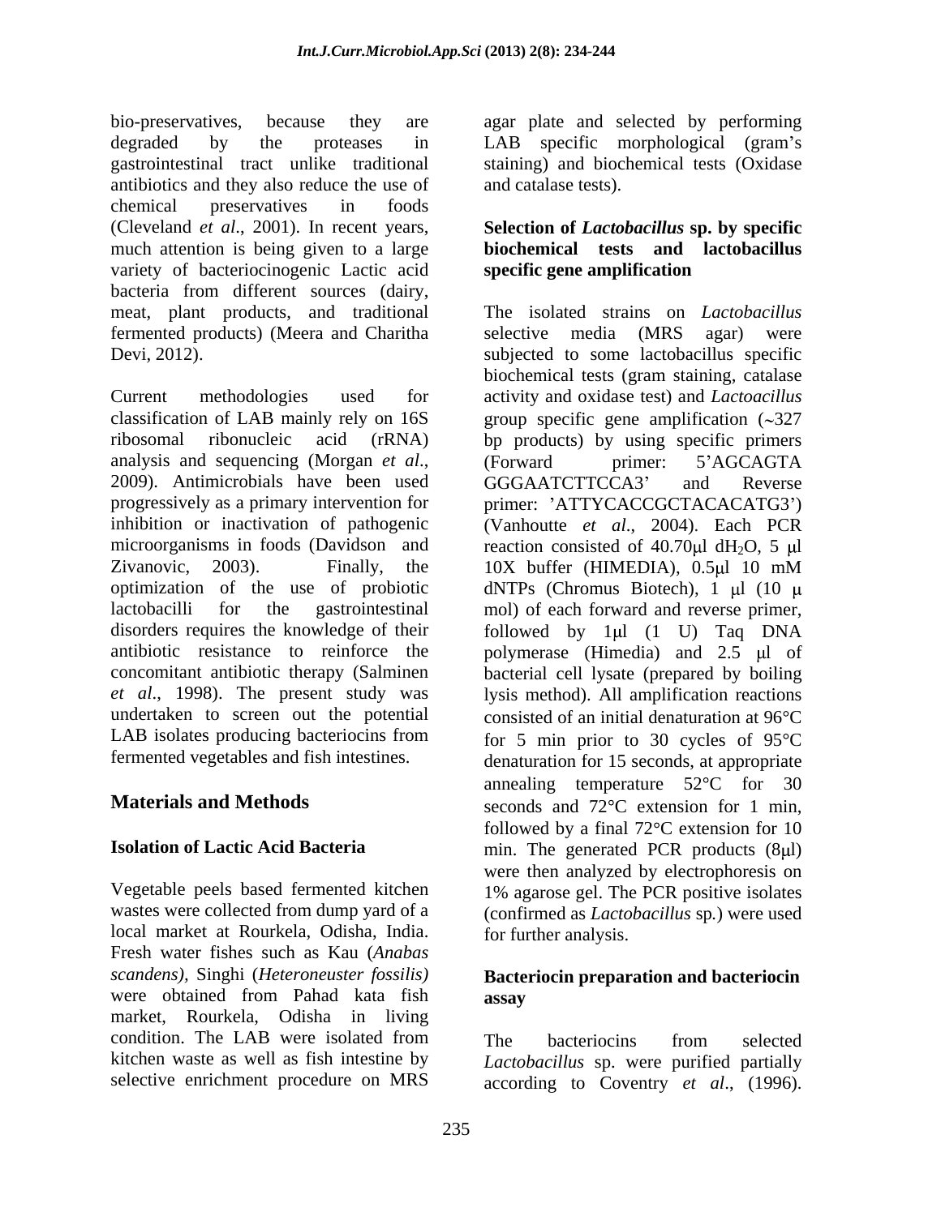bio-preservatives, because they are degraded by the proteases in gastrointestinal tract unlike traditional antibiotics and they also reduce the use of chemical preservatives in foods (Cleveland *et al*., 2001). In recent years, much attention is being given to a large variety of bacteriocinogenic Lactic acid bacteria from different sources (dairy, meat, plant products, and traditional fermented products) (Meera and Charitha Devi, 2012).

Current methodologies used for classification of LAB mainly rely on 16S ribosomal ribonucleic acid (rRNA) analysis and sequencing (Morgan *et al*., 2009). Antimicrobials have been used progressively as a primary intervention for inhibition or inactivation of pathogenic microorganisms in foods (Davidson and Zivanovic, 2003). Finally, the optimization of the use of probiotic lactobacilli for the gastrointestinal disorders requires the knowledge of their antibiotic resistance to reinforce the concomitant antibiotic therapy (Salminen *et al*., 1998). The present study was undertaken to screen out the potential LAB isolates producing bacteriocins from fermented vegetables and fish intestines.

## Materials and Methods

### Isolation of Lactic Acid Bacteria

Vegetable peels based fermented kitchen wastes were collected from dump yard of a local market at Rourkela, Odisha, India. Fresh water fishes such as Kau (*Anabas scandens),* Singhi (*Heteroneuster fossilis)* were obtained from Pahad kata fish market, Rourkela, Odisha in living condition. The LAB were isolated from kitchen waste as well as fish intestine by selective enrichment procedure on MRS agar plate and selected by performing LAB specific morphological (gram's staining) and biochemical tests (Oxidase and catalase tests).

### Selection of *Lactobacillus* sp. by specific biochemical tests and lactobacillus specific gene amplification

The isolated strains on *Lactobacillus* selective media (MRS agar) were subjected to some lactobacillus specific biochemical tests (gram staining, catalase activity and oxidase test) and *Lactoacillus* group specific gene amplification (~327 bp products) by using specific primers (Forward primer: 5'AGCAGTA GGGAATCTTCCA3' and Reverse primer: 'ATTYCACCGCTACACATG3') (Vanhoutte *et al*., 2004). Each PCR reaction consisted of 40.70μl $dH_2O$, 5 μl 10X buffer (HIMEDIA), 0.5μl 10 mM dNTPs (Chromus Biotech), 1 μl (10 μ mol) of each forward and reverse primer, followed by 1μl (1 U) Taq DNA polymerase (Himedia) and 2.5 μl of bacterial cell lysate (prepared by boiling lysis method). All amplification reactions consisted of an initial denaturation at 96°C for 5 min prior to 30 cycles of 95°C denaturation for 15 seconds, at appropriate annealing temperature 52°C for 30 seconds and 72°C extension for 1 min, followed by a final 72°C extension for 10 min. The generated PCR products (8μl) were then analyzed by electrophoresis on 1% agarose gel. The PCR positive isolates (confirmed as *Lactobacillus* sp*.*) were used for further analysis.

### Bacteriocin preparation and bacteriocin assay

The bacteriocins from selected *Lactobacillus* sp. were purified partially according to Coventry *et al*., (1996).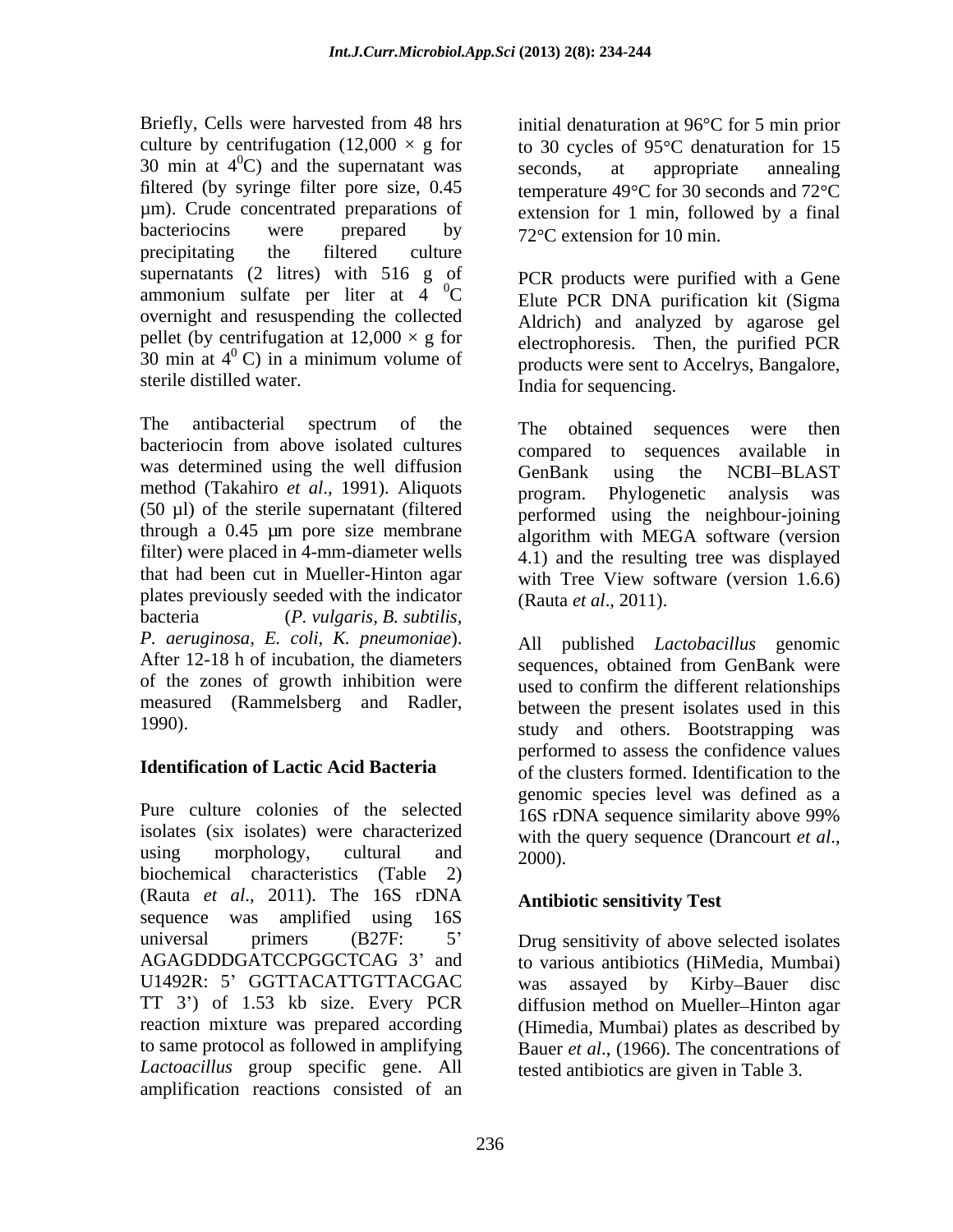Briefly, Cells were harvested from 48 hrs culture by centrifugation (12,000 × g for 30 min at $4^0$C) and the supernatant was filtered (by syringe filter pore size, 0.45 µm). Crude concentrated preparations of bacteriocins were prepared by precipitating the filtered culture supernatants (2 litres) with 516 g of ammonium sulfate per liter at 4 $^0$C overnight and resuspending the collected pellet (by centrifugation at 12,000 × g for 30 min at $4^0$ C) in a minimum volume of sterile distilled water.

The antibacterial spectrum of the bacteriocin from above isolated cultures was determined using the well diffusion method (Takahiro *et al*., 1991). Aliquots (50 µl) of the sterile supernatant (filtered through a 0.45 µm pore size membrane filter) were placed in 4-mm-diameter wells that had been cut in Mueller-Hinton agar plates previously seeded with the indicator bacteria (*P. vulgaris, B. subtilis, P. aeruginosa, E. coli, K. pneumoniae*). After 12-18 h of incubation, the diameters of the zones of growth inhibition were measured (Rammelsberg and Radler, 1990).

**Identification of Lactic Acid Bacteria**

Pure culture colonies of the selected isolates (six isolates) were characterized using morphology, cultural and biochemical characteristics (Table 2) (Rauta *et al*., 2011). The 16S rDNA sequence was amplified using 16S universal primers (B27F: 5' AGAGDDDGATCCPGGCTCAG 3' and U1492R: 5' GGTTACATTGTTACGAC TT 3') of 1.53 kb size. Every PCR reaction mixture was prepared according to same protocol as followed in amplifying *Lactoacillus* group specific gene. All amplification reactions consisted of an initial denaturation at 96°C for 5 min prior to 30 cycles of 95°C denaturation for 15 seconds, at appropriate annealing temperature 49°C for 30 seconds and 72°C extension for 1 min, followed by a final 72°C extension for 10 min.

PCR products were purified with a Gene Elute PCR DNA purification kit (Sigma Aldrich) and analyzed by agarose gel electrophoresis. Then, the purified PCR products were sent to Accelrys, Bangalore, India for sequencing.

The obtained sequences were then compared to sequences available in GenBank using the NCBI–BLAST program. Phylogenetic analysis was performed using the neighbour-joining algorithm with MEGA software (version 4.1) and the resulting tree was displayed with Tree View software (version 1.6.6) (Rauta *et al*., 2011).

All published *Lactobacillus* genomic sequences, obtained from GenBank were used to confirm the different relationships between the present isolates used in this study and others. Bootstrapping was performed to assess the confidence values of the clusters formed. Identification to the genomic species level was defined as a 16S rDNA sequence similarity above 99% with the query sequence (Drancourt *et al*., 2000).

**Antibiotic sensitivity Test**

Drug sensitivity of above selected isolates to various antibiotics (HiMedia, Mumbai) was assayed by Kirby–Bauer disc diffusion method on Mueller–Hinton agar (Himedia, Mumbai) plates as described by Bauer *et al*., (1966). The concentrations of tested antibiotics are given in Table 3.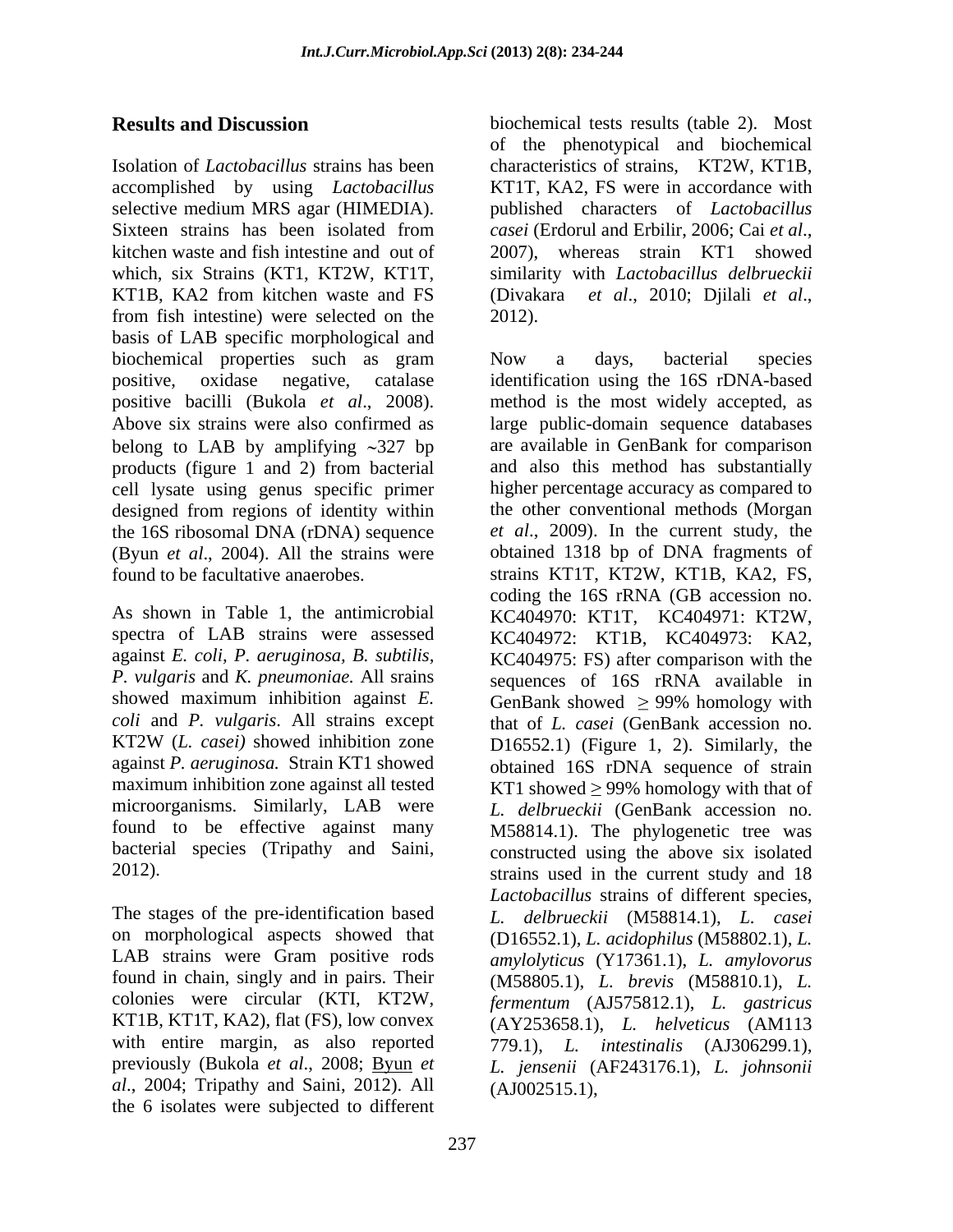## Results and Discussion

Isolation of *Lactobacillus* strains has been accomplished by using *Lactobacillus* selective medium MRS agar (HIMEDIA). Sixteen strains has been isolated from kitchen waste and fish intestine and out of which, six Strains (KT1, KT2W, KT1T, KT1B, KA2 from kitchen waste and FS from fish intestine) were selected on the basis of LAB specific morphological and biochemical properties such as gram positive, oxidase negative, catalase positive bacilli (Bukola *et al*., 2008). Above six strains were also confirmed as belong to LAB by amplifying ~327 bp products (figure 1 and 2) from bacterial cell lysate using genus specific primer designed from regions of identity within the 16S ribosomal DNA (rDNA) sequence (Byun *et al*., 2004). All the strains were found to be facultative anaerobes.

As shown in Table 1, the antimicrobial spectra of LAB strains were assessed against *E. coli*, *P. aeruginosa*, *B. subtilis*, *P. vulgaris* and *K. pneumoniae.* All srains showed maximum inhibition against *E. coli* and *P. vulgaris*. All strains except KT2W (*L. casei)* showed inhibition zone against *P. aeruginosa.* Strain KT1 showed maximum inhibition zone against all tested microorganisms. Similarly, LAB were found to be effective against many bacterial species (Tripathy and Saini, 2012).

The stages of the pre-identification based on morphological aspects showed that LAB strains were Gram positive rods found in chain, singly and in pairs. Their colonies were circular (KTI, KT2W, KT1B, KT1T, KA2), flat (FS), low convex with entire margin, as also reported previously (Bukola *et al*., 2008; Byun *et al*., 2004; Tripathy and Saini, 2012). All the 6 isolates were subjected to different biochemical tests results (table 2). Most of the phenotypical and biochemical characteristics of strains, KT2W, KT1B, KT1T, KA2, FS were in accordance with published characters of *Lactobacillus casei* (Erdorul and Erbilir, 2006; Cai *et al*., 2007), whereas strain KT1 showed similarity with *Lactobacillus delbrueckii* (Divakara *et al*., 2010; Djilali *et al*., 2012).

Now a days, bacterial species identification using the 16S rDNA-based method is the most widely accepted, as large public-domain sequence databases are available in GenBank for comparison and also this method has substantially higher percentage accuracy as compared to the other conventional methods (Morgan *et al*., 2009). In the current study, the obtained 1318 bp of DNA fragments of strains KT1T, KT2W, KT1B, KA2, FS, coding the 16S rRNA (GB accession no. KC404970: KT1T, KC404971: KT2W, KC404972: KT1B, KC404973: KA2, KC404975: FS) after comparison with the sequences of 16S rRNA available in GenBank showed $\geq$ 99% homology with that of *L. casei* (GenBank accession no. D16552.1) (Figure 1, 2). Similarly, the obtained 16S rDNA sequence of strain KT1 showed $\geq$ 99% homology with that of *L. delbrueckii* (GenBank accession no. M58814.1). The phylogenetic tree was constructed using the above six isolated strains used in the current study and 18 *Lactobacillus* strains of different species, *L. delbrueckii* (M58814.1), *L. casei* (D16552.1), *L. acidophilus* (M58802.1), *L. amylolyticus* (Y17361.1), *L. amylovorus* (M58805.1), *L. brevis* (M58810.1), *L. fermentum* (AJ575812.1), *L. gastricus* (AY253658.1), *L. helveticus* (AM113 779.1), *L. intestinalis* (AJ306299.1), *L. jensenii* (AF243176.1), *L. johnsonii* (AJ002515.1),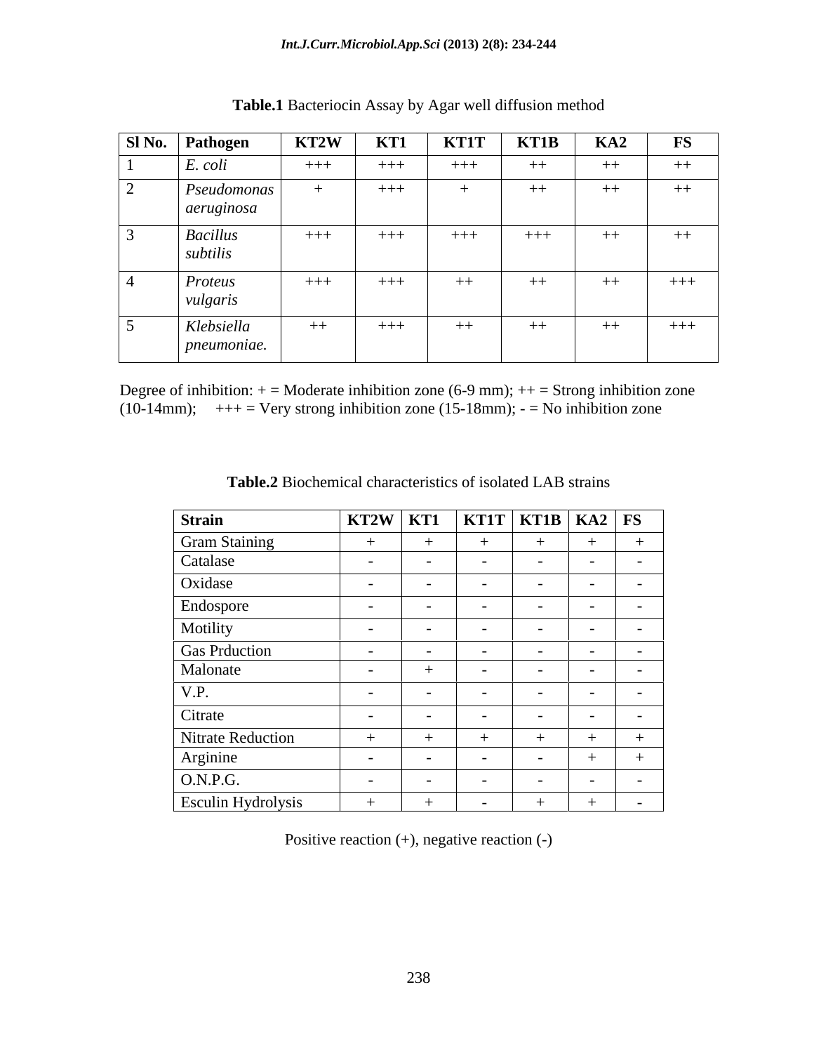**Table.1** Bacteriocin Assay by Agar well diffusion method

| Sl No. | Pathogen | KT2W | KT1 | KT1T | KT1B | KA2 | FS |
|---|---|---|---|---|---|---|---|
| 1 | *E. coli* | +++ | +++ | +++ | ++ | ++ | ++ |
| 2 | *Pseudomonas aeruginosa* | + | +++ | + | ++ | ++ | ++ |
| 3 | *Bacillus subtilis* | +++ | +++ | +++ | +++ | ++ | ++ |
| 4 | *Proteus vulgaris* | +++ | +++ | ++ | ++ | ++ | +++ |
| 5 | *Klebsiella pneumoniae.* | ++ | +++ | ++ | ++ | ++ | +++ |

Degree of inhibition: + = Moderate inhibition zone (6-9 mm); ++ = Strong inhibition zone (10-14mm); +++ = Very strong inhibition zone (15-18mm); - = No inhibition zone

**Table.2** Biochemical characteristics of isolated LAB strains

| Strain | KT2W | KT1 | KT1T | KT1B | KA2 | FS |
|---|---|---|---|---|---|---|
| Gram Staining | + | + | + | + | + | + |
| Catalase | - | - | - | - | - | - |
| Oxidase | - | - | - | - | - | - |
| Endospore | - | - | - | - | - | - |
| Motility | - | - | - | - | - | - |
| Gas Prduction | - | - | - | - | - | - |
| Malonate | - | + | - | - | - | - |
| V.P. | - | - | - | - | - | - |
| Citrate | - | - | - | - | - | - |
| Nitrate Reduction | + | + | + | + | + | + |
| Arginine | - | - | - | - | + | + |
| O.N.P.G. | - | - | - | - | - | - |
| Esculin Hydrolysis | + | + | - | + | + | - |

Positive reaction (+), negative reaction (-)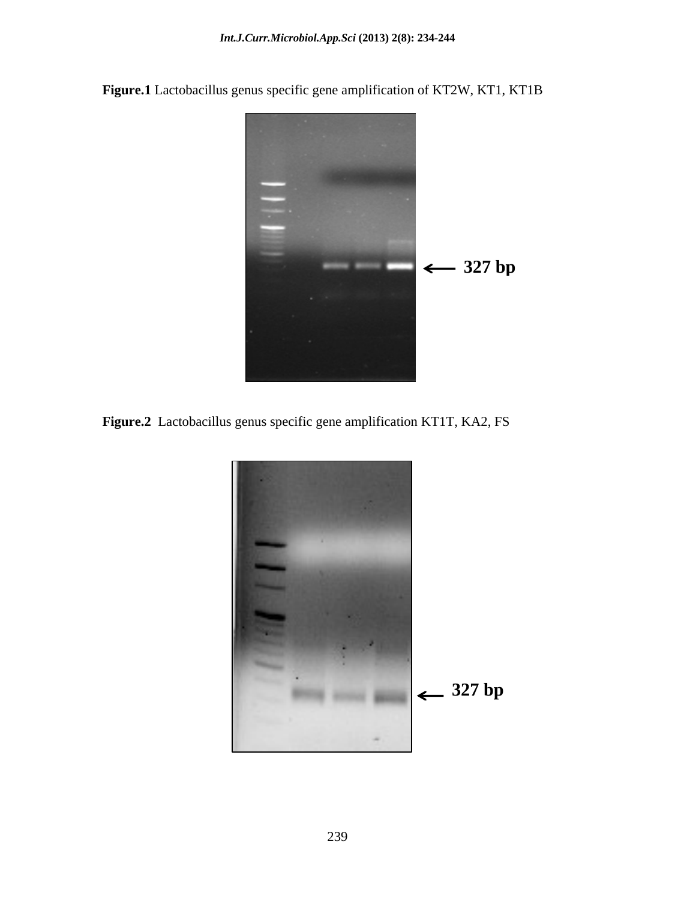**Figure.1** Lactobacillus genus specific gene amplification of KT2W, KT1, KT1B

327 bp

**Figure.2** Lactobacillus genus specific gene amplification KT1T, KA2, FS

327 bp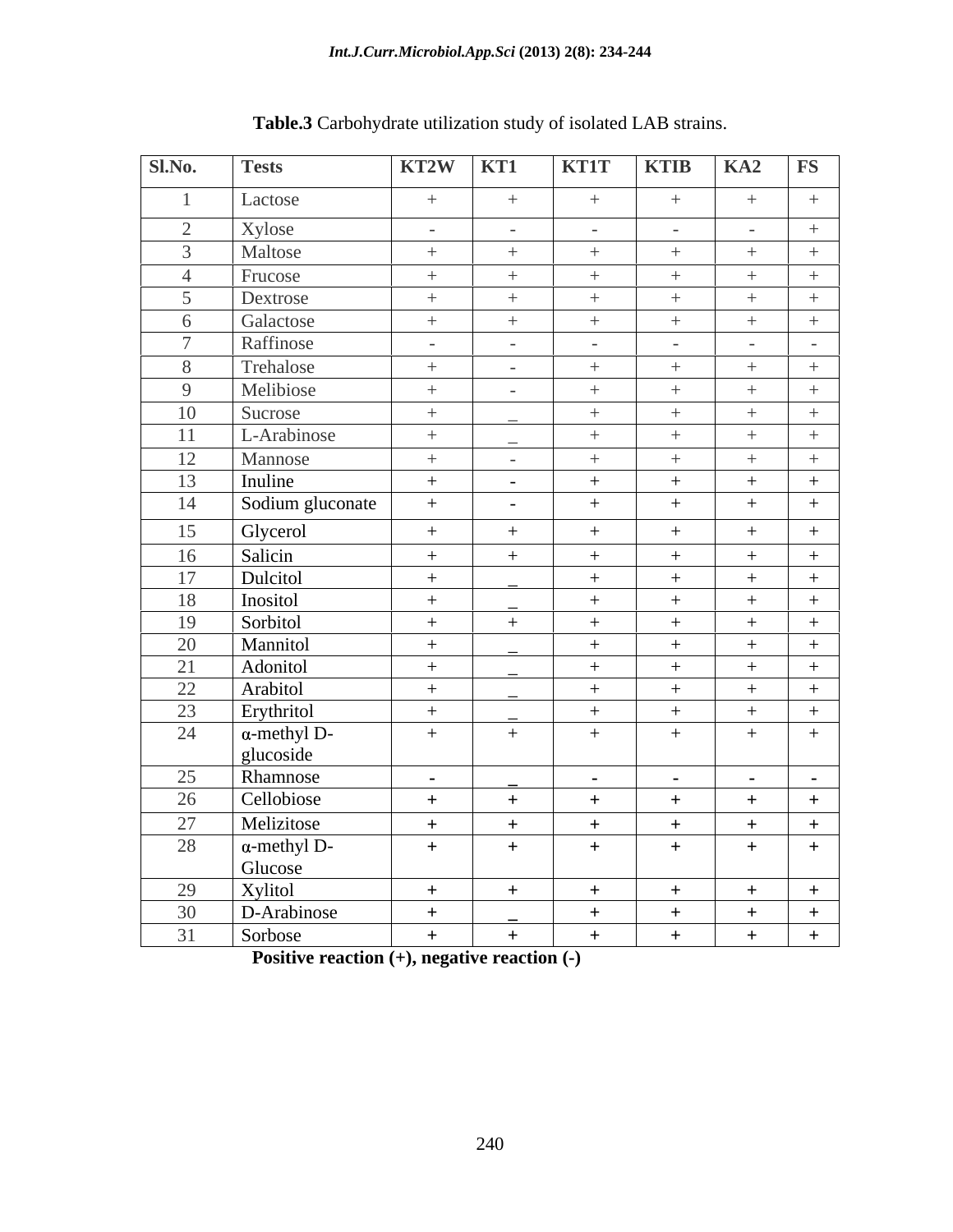**Table.3** Carbohydrate utilization study of isolated LAB strains.

| Sl.No. | Tests | KT2W | KT1 | KT1T | KTIB | KA2 | FS |
|---|---|---|---|---|---|---|---|
| 1 | Lactose | + | + | + | + | + | + |
| 2 | Xylose | - | - | - | - | - | + |
| 3 | Maltose | + | + | + | + | + | + |
| 4 | Frucose | + | + | + | + | + | + |
| 5 | Dextrose | + | + | + | + | + | + |
| 6 | Galactose | + | + | + | + | + | + |
| 7 | Raffinose | - | - | - | - | - | - |
| 8 | Trehalose | + | - | + | + | + | + |
| 9 | Melibiose | + | - | + | + | + | + |
| 10 | Sucrose | + | _ | + | + | + | + |
| 11 | L-Arabinose | + | _ | + | + | + | + |
| 12 | Mannose | + | - | + | + | + | + |
| 13 | Inuline | + | - | + | + | + | + |
| 14 | Sodium gluconate | + | - | + | + | + | + |
| 15 | Glycerol | + | + | + | + | + | + |
| 16 | Salicin | + | + | + | + | + | + |
| 17 | Dulcitol | + | _ | + | + | + | + |
| 18 | Inositol | + | _ | + | + | + | + |
| 19 | Sorbitol | + | + | + | + | + | + |
| 20 | Mannitol | + | _ | + | + | + | + |
| 21 | Adonitol | + | _ | + | + | + | + |
| 22 | Arabitol | + | _ | + | + | + | + |
| 23 | Erythritol | + | _ | + | + | + | + |
| 24 | α-methyl D-glucoside | + | + | + | + | + | + |
| 25 | Rhamnose | - | _ | - | - | - | - |
| 26 | Cellobiose | + | + | + | + | + | + |
| 27 | Melizitose | + | + | + | + | + | + |
| 28 | α-methyl D-Glucose | + | + | + | + | + | + |
| 29 | Xylitol | + | + | + | + | + | + |
| 30 | D-Arabinose | + | _ | + | + | + | + |
| 31 | Sorbose | + | + | + | + | + | + |

**Positive reaction (+), negative reaction (-)**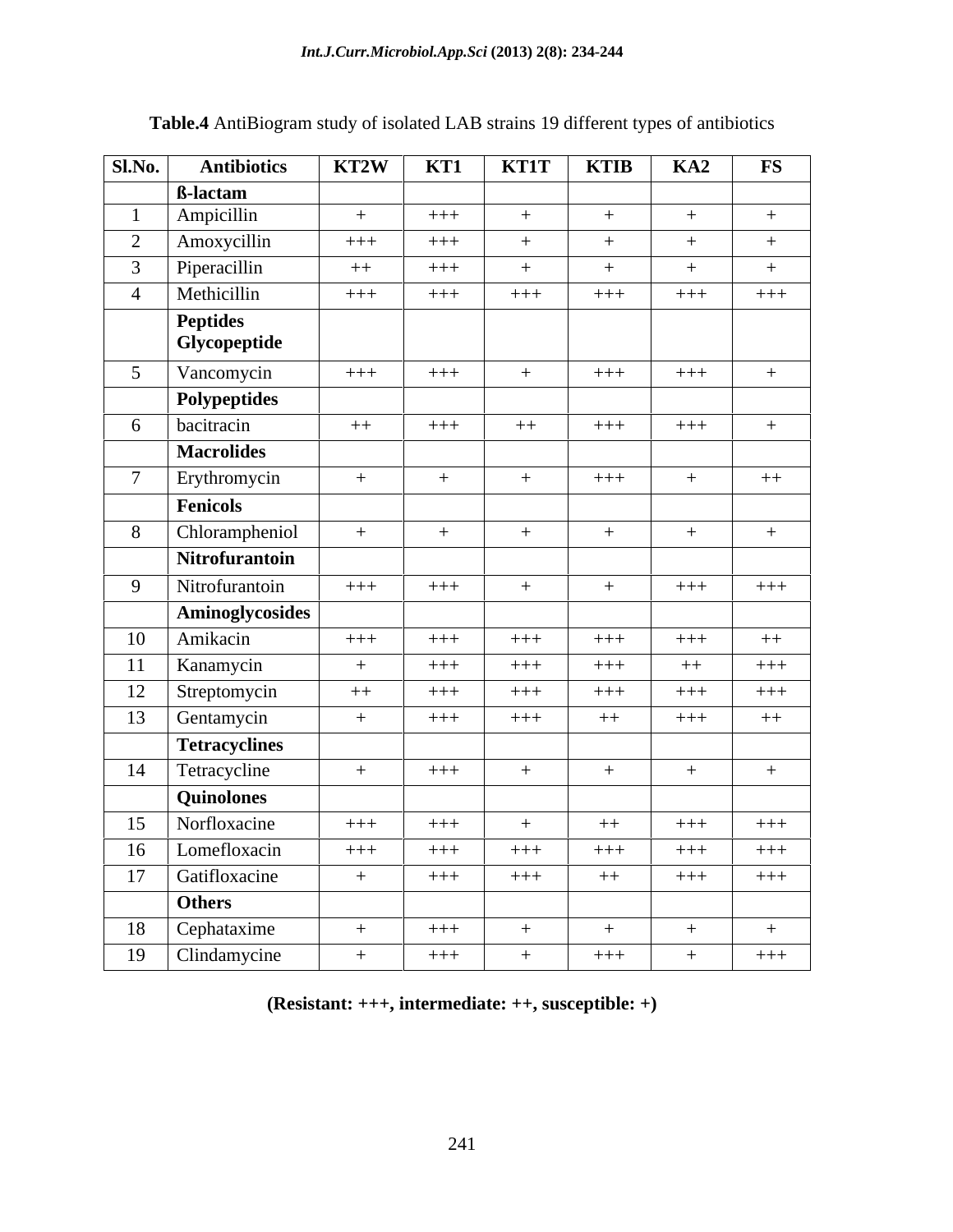**Table.4** AntiBiogram study of isolated LAB strains 19 different types of antibiotics

| Sl.No. | Antibiotics | KT2W | KT1 | KT1T | KTIB | KA2 | FS |
|---|---|---|---|---|---|---|---|
| | **ß-lactam** | | | | | | |
| 1 | Ampicillin | + | +++ | + | + | + | + |
| 2 | Amoxycillin | +++ | +++ | + | + | + | + |
| 3 | Piperacillin | ++ | +++ | + | + | + | + |
| 4 | Methicillin | +++ | +++ | +++ | +++ | +++ | +++ |
| | **Peptides Glycopeptide** | | | | | | |
| 5 | Vancomycin | +++ | +++ | + | +++ | +++ | + |
| | **Polypeptides** | | | | | | |
| 6 | bacitracin | ++ | +++ | ++ | +++ | +++ | + |
| | **Macrolides** | | | | | | |
| 7 | Erythromycin | + | + | + | +++ | + | ++ |
| | **Fenicols** | | | | | | |
| 8 | Chloramphenicol | + | + | + | + | + | + |
| | **Nitrofurantoin** | | | | | | |
| 9 | Nitrofurantoin | +++ | +++ | + | + | +++ | +++ |
| | **Aminoglycosides** | | | | | | |
| 10 | Amikacin | +++ | +++ | +++ | +++ | +++ | ++ |
| 11 | Kanamycin | + | +++ | +++ | +++ | ++ | +++ |
| 12 | Streptomycin | ++ | +++ | +++ | +++ | +++ | +++ |
| 13 | Gentamycin | + | +++ | +++ | ++ | +++ | ++ |
| | **Tetracyclines** | | | | | | |
| 14 | Tetracycline | + | +++ | + | + | + | + |
| | **Quinolones** | | | | | | |
| 15 | Norfloxacine | +++ | +++ | + | ++ | +++ | +++ |
| 16 | Lomefloxacin | +++ | +++ | +++ | +++ | +++ | +++ |
| 17 | Gatifloxacine | + | +++ | +++ | ++ | +++ | +++ |
| | **Others** | | | | | | |
| 18 | Cephataxime | + | +++ | + | + | + | + |
| 19 | Clindamycine | + | +++ | + | +++ | + | +++ |

**(Resistant: +++, intermediate: ++, susceptible: +)**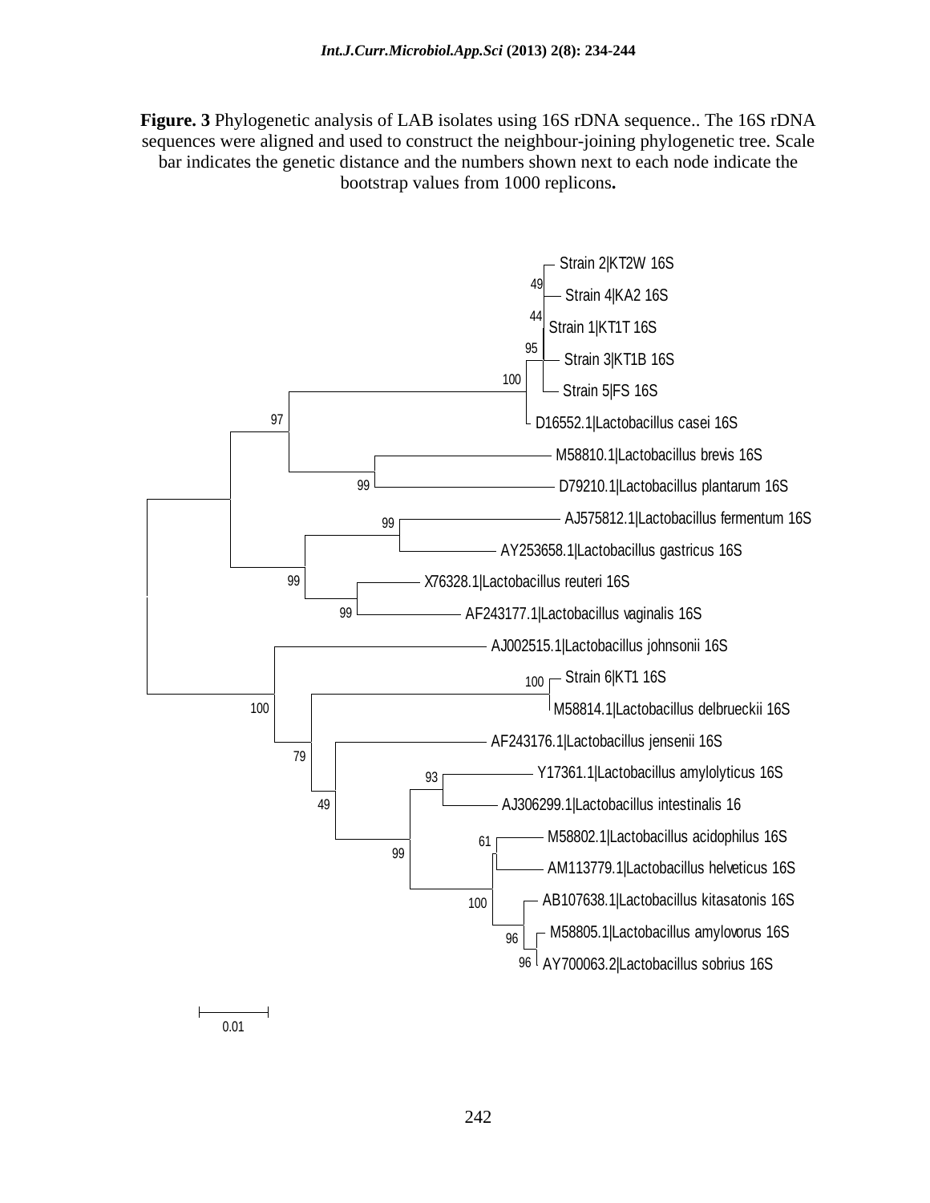**Figure. 3** Phylogenetic analysis of LAB isolates using 16S rDNA sequence.. The 16S rDNA sequences were aligned and used to construct the neighbour-joining phylogenetic tree. Scale bar indicates the genetic distance and the numbers shown next to each node indicate the bootstrap values from 1000 replicons**.**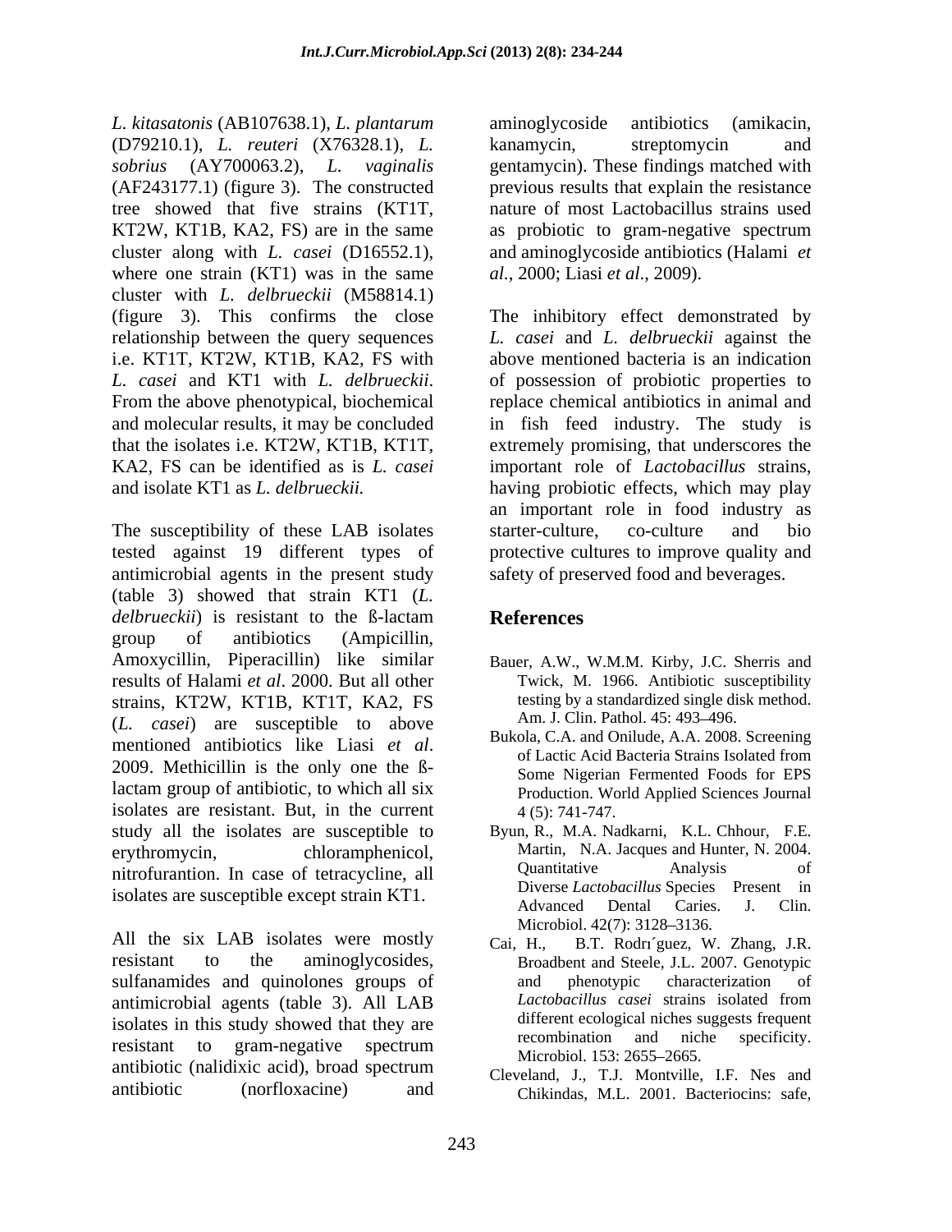*L. kitasatonis* (AB107638.1), *L. plantarum* (D79210.1), *L. reuteri* (X76328.1), *L. sobrius* (AY700063.2), *L. vaginalis* (AF243177.1) (figure 3). The constructed tree showed that five strains (KT1T, KT2W, KT1B, KA2, FS) are in the same cluster along with *L. casei* (D16552.1), where one strain (KT1) was in the same cluster with *L. delbrueckii* (M58814.1) (figure 3). This confirms the close relationship between the query sequences i.e. KT1T, KT2W, KT1B, KA2, FS with *L. casei* and KT1 with *L. delbrueckii*. From the above phenotypical, biochemical and molecular results, it may be concluded that the isolates i.e. KT2W, KT1B, KT1T, KA2, FS can be identified as is *L. casei* and isolate KT1 as *L. delbrueckii.*

The susceptibility of these LAB isolates tested against 19 different types of antimicrobial agents in the present study (table 3) showed that strain KT1 (*L. delbrueckii*) is resistant to the ß-lactam group of antibiotics (Ampicillin, Amoxycillin, Piperacillin) like similar results of Halami *et al*. 2000. But all other strains, KT2W, KT1B, KT1T, KA2, FS (*L. casei*) are susceptible to above mentioned antibiotics like Liasi *et al*. 2009. Methicillin is the only one the ß-lactam group of antibiotic, to which all six isolates are resistant. But, in the current study all the isolates are susceptible to erythromycin, chloramphenicol, nitrofurantion. In case of tetracycline, all isolates are susceptible except strain KT1.

All the six LAB isolates were mostly resistant to the aminoglycosides, sulfanamides and quinolones groups of antimicrobial agents (table 3). All LAB isolates in this study showed that they are resistant to gram-negative spectrum antibiotic (nalidixic acid), broad spectrum antibiotic (norfloxacine) and aminoglycoside antibiotics (amikacin, kanamycin, streptomycin and gentamycin). These findings matched with previous results that explain the resistance nature of most Lactobacillus strains used as probiotic to gram-negative spectrum and aminoglycoside antibiotics (Halami *et al.*, 2000; Liasi *et al*., 2009).

The inhibitory effect demonstrated by *L. casei* and *L. delbrueckii* against the above mentioned bacteria is an indication of possession of probiotic properties to replace chemical antibiotics in animal and in fish feed industry. The study is extremely promising, that underscores the important role of *Lactobacillus* strains, having probiotic effects, which may play an important role in food industry as starter-culture, co-culture and bio protective cultures to improve quality and safety of preserved food and beverages.

## References

Bauer, A.W., W.M.M. Kirby, J.C. Sherris and Twick, M. 1966. Antibiotic susceptibility testing by a standardized single disk method. Am. J. Clin. Pathol. 45: 493–496.

Bukola, C.A. and Onilude, A.A. 2008. Screening of Lactic Acid Bacteria Strains Isolated from Some Nigerian Fermented Foods for EPS Production. World Applied Sciences Journal 4 (5): 741-747.

Byun, R., M.A. Nadkarni, K.L. Chhour, F.E. Martin, N.A. Jacques and Hunter, N. 2004. Quantitative Analysis of Diverse *Lactobacillus* Species Present in Advanced Dental Caries. J. Clin. Microbiol. 42(7): 3128–3136.

Cai, H., B.T. Rodrı´guez, W. Zhang, J.R. Broadbent and Steele, J.L. 2007. Genotypic and phenotypic characterization of *Lactobacillus casei* strains isolated from different ecological niches suggests frequent recombination and niche specificity. Microbiol. 153: 2655–2665.

Cleveland, J., T.J. Montville, I.F. Nes and Chikindas, M.L. 2001. Bacteriocins: safe,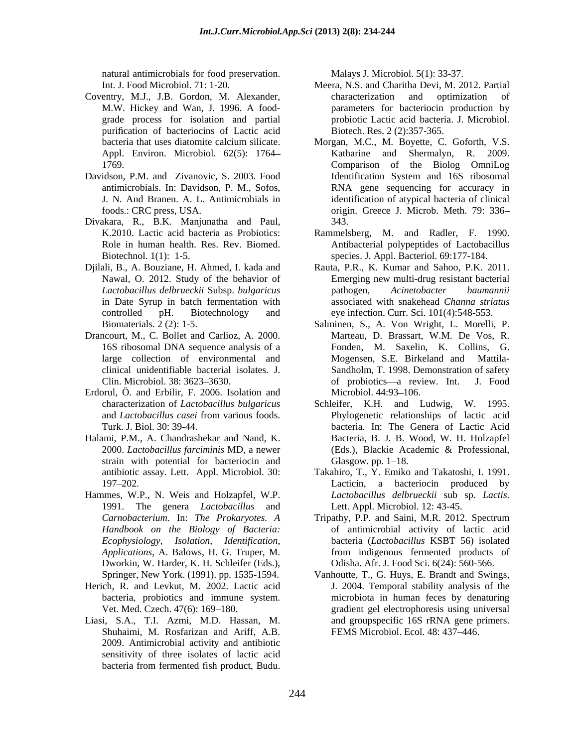natural antimicrobials for food preservation. Int. J. Food Microbiol. 71: 1-20.

Coventry, M.J., J.B. Gordon, M. Alexander, M.W. Hickey and Wan, J. 1996. A food-grade process for isolation and partial purification of bacteriocins of Lactic acid bacteria that uses diatomite calcium silicate. Appl. Environ. Microbiol. 62(5): 1764–1769.

Davidson, P.M. and Zivanovic, S. 2003. Food antimicrobials. In: Davidson, P. M., Sofos, J. N. And Branen. A. L. Antimicrobials in foods.: CRC press, USA.

Divakara, R., B.K. Manjunatha and Paul, K.2010. Lactic acid bacteria as Probiotics: Role in human health. Res. Rev. Biomed. Biotechnol. 1(1): 1-5.

Djilali, B., A. Bouziane, H. Ahmed, I. kada and Nawal, O. 2012. Study of the behavior of *Lactobacillus delbrueckii* Subsp. *bulgaricus* in Date Syrup in batch fermentation with controlled pH. Biotechnology and Biomaterials. 2 (2): 1-5.

Drancourt, M., C. Bollet and Carlioz, A. 2000. 16S ribosomal DNA sequence analysis of a large collection of environmental and clinical unidentifiable bacterial isolates. J. Clin. Microbiol. 38: 3623–3630.

Erdorul, Ö. and Erbilir, F. 2006. Isolation and characterization of *Lactobacillus bulgaricus* and *Lactobacillus casei* from various foods. Turk. J. Biol. 30: 39-44.

Halami, P.M., A. Chandrashekar and Nand, K. 2000. *Lactobacillus farciminis* MD, a newer strain with potential for bacteriocin and antibiotic assay. Lett. Appl. Microbiol. 30: 197–202.

Hammes, W.P., N. Weis and Holzapfel, W.P. 1991. The genera *Lactobacillus* and *Carnobacterium*. In: *The Prokaryotes. A Handbook on the Biology of Bacteria: Ecophysiology, Isolation, Identification, Applications*, A. Balows, H. G. Truper, M. Dworkin, W. Harder, K. H. Schleifer (Eds.), Springer, New York. (1991). pp. 1535-1594.

Herich, R. and Levkut, M. 2002. Lactic acid bacteria, probiotics and immune system. Vet. Med. Czech. 47(6): 169–180.

Liasi, S.A., T.I. Azmi, M.D. Hassan, M. Shuhaimi, M. Rosfarizan and Ariff, A.B. 2009. Antimicrobial activity and antibiotic sensitivity of three isolates of lactic acid bacteria from fermented fish product, Budu. Malays J. Microbiol. 5(1): 33-37.

Meera, N.S. and Charitha Devi, M. 2012. Partial characterization and optimization of parameters for bacteriocin production by probiotic Lactic acid bacteria. J. Microbiol. Biotech. Res. 2 (2):357-365.

Morgan, M.C., M. Boyette, C. Goforth, V.S. Katharine and Shermalyn, R. 2009. Comparison of the Biolog OmniLog Identification System and 16S ribosomal RNA gene sequencing for accuracy in identification of atypical bacteria of clinical origin. Greece J. Microb. Meth. 79: 336–343.

Rammelsberg, M. and Radler, F. 1990. Antibacterial polypeptides of Lactobacillus species. J. Appl. Bacteriol. 69:177-184.

Rauta, P.R., K. Kumar and Sahoo, P.K. 2011. Emerging new multi-drug resistant bacterial pathogen, *Acinetobacter baumannii* associated with snakehead *Channa striatus* eye infection. Curr. Sci. 101(4):548-553.

Salminen, S., A. Von Wright, L. Morelli, P. Marteau, D. Brassart, W.M. De Vos, R. Fonden, M. Saxelin, K. Collins, G. Mogensen, S.E. Birkeland and Mattila-Sandholm, T. 1998. Demonstration of safety of probiotics—a review. Int. J. Food Microbiol. 44:93–106.

Schleifer, K.H. and Ludwig, W. 1995. Phylogenetic relationships of lactic acid bacteria. In: The Genera of Lactic Acid Bacteria, B. J. B. Wood, W. H. Holzapfel (Eds.), Blackie Academic & Professional, Glasgow. pp. 1–18.

Takahiro, T., Y. Emiko and Takatoshi, I. 1991. Lacticin, a bacteriocin produced by *Lactobacillus delbrueckii* sub sp. *Lactis*. Lett. Appl. Microbiol. 12: 43-45.

Tripathy, P.P. and Saini, M.R. 2012. Spectrum of antimicrobial activity of lactic acid bacteria (*Lactobacillus* KSBT 56) isolated from indigenous fermented products of Odisha. Afr. J. Food Sci. 6(24): 560-566.

Vanhoutte, T., G. Huys, E. Brandt and Swings, J. 2004. Temporal stability analysis of the microbiota in human feces by denaturing gradient gel electrophoresis using universal and groupspecific 16S rRNA gene primers. FEMS Microbiol. Ecol. 48: 437–446.